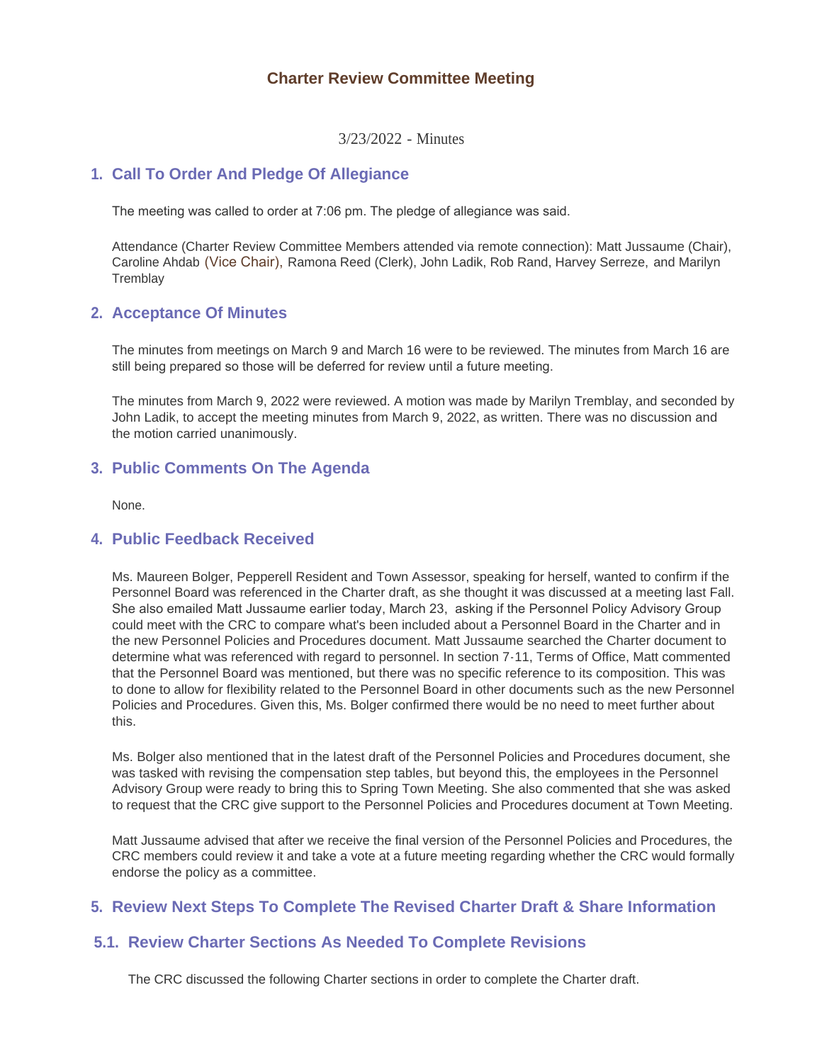# Charter Review Committee Meeting

3/23/2022 - Minutes

## 1. Call To Order And Pledge Of Allegiance

The meeting was called to order at 7:06 pm. The pledge of allegiance was said.

Attendance (Charter Review Committee Members attended via remote connection): Matt Jussaume (Chair), Caroline Ahdab (Vice Chair), Ramona Reed (Clerk), John Ladik, Rob Rand, Harvey Serreze, and Marilyn Tremblay

## 2. Acceptance Of Minutes

The minutes from meetings on March 9 and March 16 were to be reviewed. The minutes from March 16 are still being prepared so those will be deferred for review until a future meeting.

The minutes from March 9, 2022 were reviewed. A motion was made by Marilyn Tremblay, and seconded by John Ladik, to accept the meeting minutes from March 9, 2022, as written. There was no discussion and the motion carried unanimously.

## 3. Public Comments On The Agenda

None.

## 4. Public Feedback Received

Ms. Maureen Bolger, Pepperell Resident and Town Assessor, speaking for herself, wanted to confirm if the Personnel Board was referenced in the Charter draft, as she thought it was discussed at a meeting last Fall. She also emailed Matt Jussaume earlier today, March 23, asking if the Personnel Policy Advisory Group could meet with the CRC to compare what's been included about a Personnel Board in the Charter and in the new Personnel Policies and Procedures document. Matt Jussaume searched the Charter document to determine what was referenced with regard to personnel. In section 7-11, Terms of Office, Matt commented that the Personnel Board was mentioned, but there was no specific reference to its composition. This was to done to allow for flexibility related to the Personnel Board in other documents such as the new Personnel Policies and Procedures. Given this, Ms. Bolger confirmed there would be no need to meet further about this.

Ms. Bolger also mentioned that in the latest draft of the Personnel Policies and Procedures document, she was tasked with revising the compensation step tables, but beyond this, the employees in the Personnel Advisory Group were ready to bring this to Spring Town Meeting. She also commented that she was asked to request that the CRC give support to the Personnel Policies and Procedures document at Town Meeting.

Matt Jussaume advised that after we receive the final version of the Personnel Policies and Procedures, the CRC members could review it and take a vote at a future meeting regarding whether the CRC would formally endorse the policy as a committee.

## 5. Review Next Steps To Complete The Revised Charter Draft & Share Information

### 5.1. Review Charter Sections As Needed To Complete Revisions

The CRC discussed the following Charter sections in order to complete the Charter draft.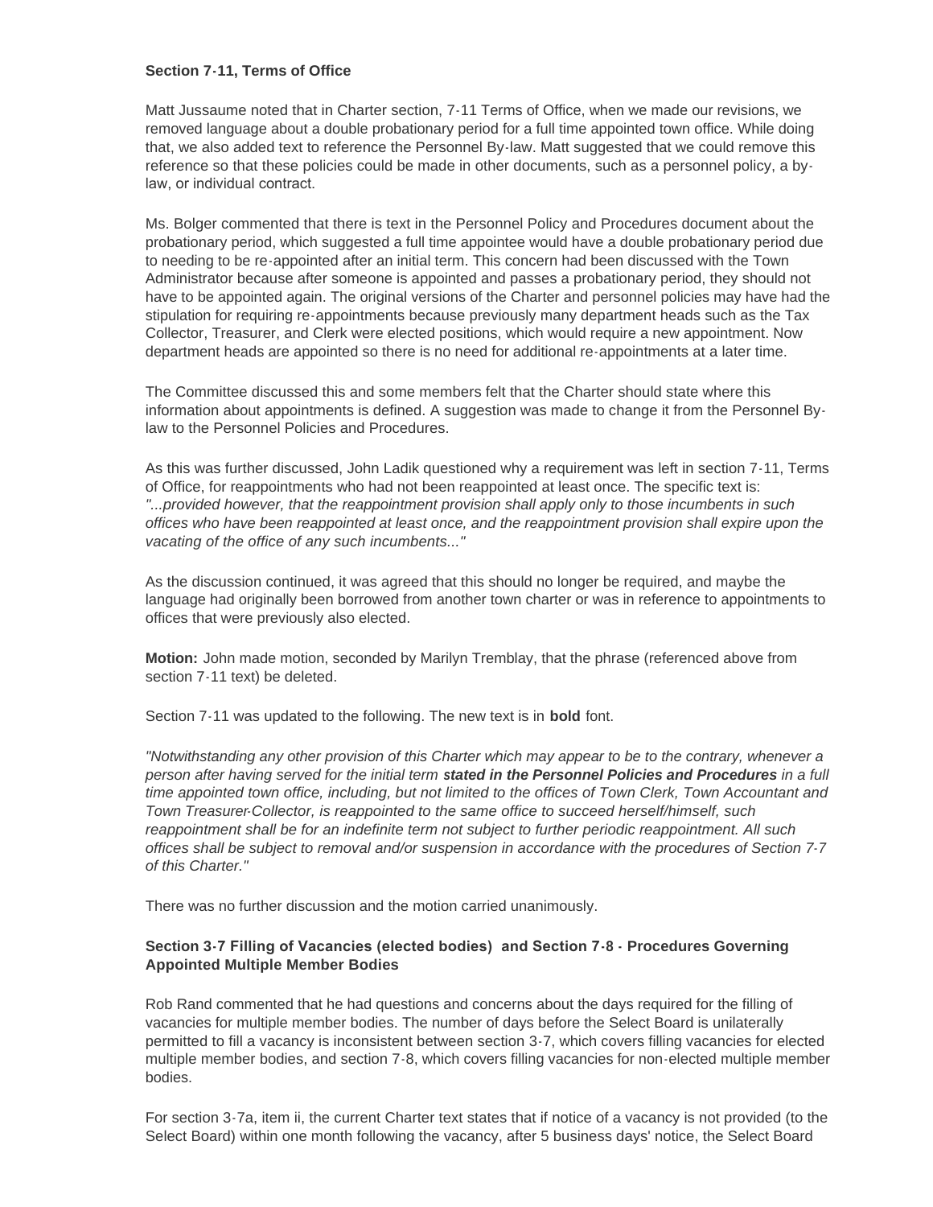**Section 7-11, Terms of Office**

Matt Jussaume noted that in Charter section, 7-11 Terms of Office, when we made our revisions, we removed language about a double probationary period for a full time appointed town office. While doing that, we also added text to reference the Personnel By-law. Matt suggested that we could remove this reference so that these policies could be made in other documents, such as a personnel policy, a by-law, or individual contract.

Ms. Bolger commented that there is text in the Personnel Policy and Procedures document about the probationary period, which suggested a full time appointee would have a double probationary period due to needing to be re-appointed after an initial term. This concern had been discussed with the Town Administrator because after someone is appointed and passes a probationary period, they should not have to be appointed again. The original versions of the Charter and personnel policies may have had the stipulation for requiring re-appointments because previously many department heads such as the Tax Collector, Treasurer, and Clerk were elected positions, which would require a new appointment. Now department heads are appointed so there is no need for additional re-appointments at a later time.

The Committee discussed this and some members felt that the Charter should state where this information about appointments is defined. A suggestion was made to change it from the Personnel By-law to the Personnel Policies and Procedures.

As this was further discussed, John Ladik questioned why a requirement was left in section 7-11, Terms of Office, for reappointments who had not been reappointed at least once. The specific text is: *"...provided however, that the reappointment provision shall apply only to those incumbents in such offices who have been reappointed at least once, and the reappointment provision shall expire upon the vacating of the office of any such incumbents..."*

As the discussion continued, it was agreed that this should no longer be required, and maybe the language had originally been borrowed from another town charter or was in reference to appointments to offices that were previously also elected.

**Motion:** John made motion, seconded by Marilyn Tremblay, that the phrase (referenced above from section 7-11 text) be deleted.

Section 7-11 was updated to the following. The new text is in **bold** font.

*"Notwithstanding any other provision of this Charter which may appear to be to the contrary, whenever a person after having served for the initial term* ***stated in the Personnel Policies and Procedures*** *in a full time appointed town office, including, but not limited to the offices of Town Clerk, Town Accountant and Town Treasurer-Collector, is reappointed to the same office to succeed herself/himself, such reappointment shall be for an indefinite term not subject to further periodic reappointment. All such offices shall be subject to removal and/or suspension in accordance with the procedures of Section 7-7 of this Charter."*

There was no further discussion and the motion carried unanimously.

**Section 3-7 Filling of Vacancies (elected bodies) and Section 7-8 - Procedures Governing Appointed Multiple Member Bodies**

Rob Rand commented that he had questions and concerns about the days required for the filling of vacancies for multiple member bodies. The number of days before the Select Board is unilaterally permitted to fill a vacancy is inconsistent between section 3-7, which covers filling vacancies for elected multiple member bodies, and section 7-8, which covers filling vacancies for non-elected multiple member bodies.

For section 3-7a, item ii, the current Charter text states that if notice of a vacancy is not provided (to the Select Board) within one month following the vacancy, after 5 business days' notice, the Select Board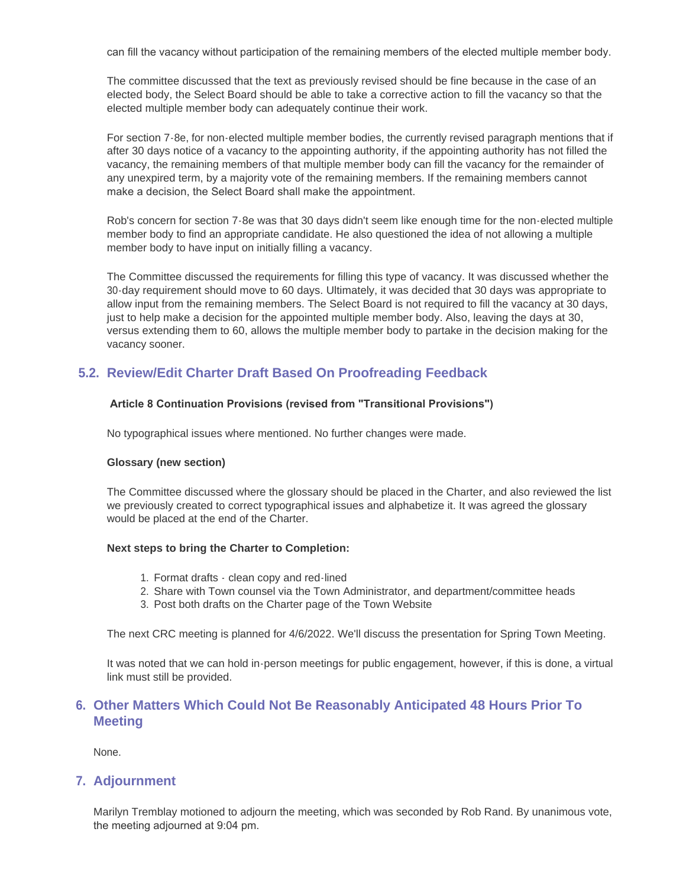can fill the vacancy without participation of the remaining members of the elected multiple member body.

The committee discussed that the text as previously revised should be fine because in the case of an elected body, the Select Board should be able to take a corrective action to fill the vacancy so that the elected multiple member body can adequately continue their work.

For section 7-8e, for non-elected multiple member bodies, the currently revised paragraph mentions that if after 30 days notice of a vacancy to the appointing authority, if the appointing authority has not filled the vacancy, the remaining members of that multiple member body can fill the vacancy for the remainder of any unexpired term, by a majority vote of the remaining members. If the remaining members cannot make a decision, the Select Board shall make the appointment.

Rob's concern for section 7-8e was that 30 days didn't seem like enough time for the non-elected multiple member body to find an appropriate candidate. He also questioned the idea of not allowing a multiple member body to have input on initially filling a vacancy.

The Committee discussed the requirements for filling this type of vacancy. It was discussed whether the 30-day requirement should move to 60 days. Ultimately, it was decided that 30 days was appropriate to allow input from the remaining members. The Select Board is not required to fill the vacancy at 30 days, just to help make a decision for the appointed multiple member body. Also, leaving the days at 30, versus extending them to 60, allows the multiple member body to partake in the decision making for the vacancy sooner.

### 5.2. Review/Edit Charter Draft Based On Proofreading Feedback

**Article 8 Continuation Provisions (revised from "Transitional Provisions")**

No typographical issues where mentioned. No further changes were made.

**Glossary (new section)**

The Committee discussed where the glossary should be placed in the Charter, and also reviewed the list we previously created to correct typographical issues and alphabetize it. It was agreed the glossary would be placed at the end of the Charter.

**Next steps to bring the Charter to Completion:**

1. Format drafts - clean copy and red-lined
2. Share with Town counsel via the Town Administrator, and department/committee heads
3. Post both drafts on the Charter page of the Town Website

The next CRC meeting is planned for 4/6/2022. We'll discuss the presentation for Spring Town Meeting.

It was noted that we can hold in-person meetings for public engagement, however, if this is done, a virtual link must still be provided.

## 6. Other Matters Which Could Not Be Reasonably Anticipated 48 Hours Prior To Meeting

None.

## 7. Adjournment

Marilyn Tremblay motioned to adjourn the meeting, which was seconded by Rob Rand. By unanimous vote, the meeting adjourned at 9:04 pm.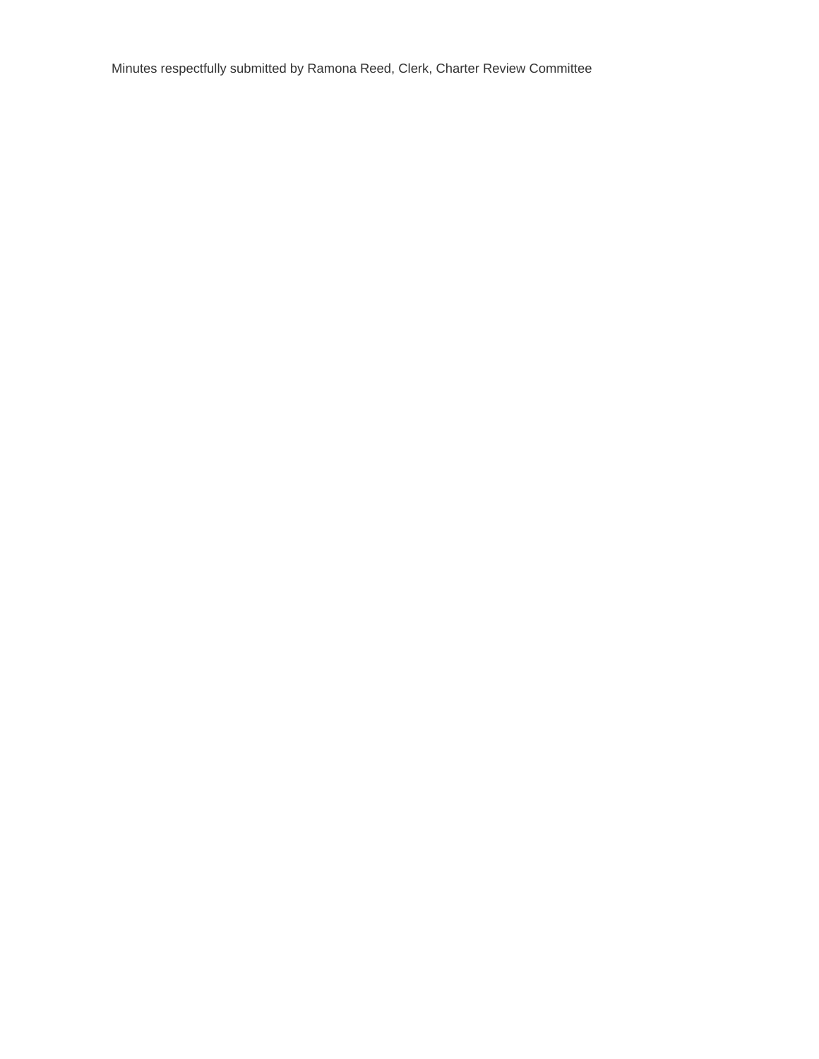Minutes respectfully submitted by Ramona Reed, Clerk, Charter Review Committee